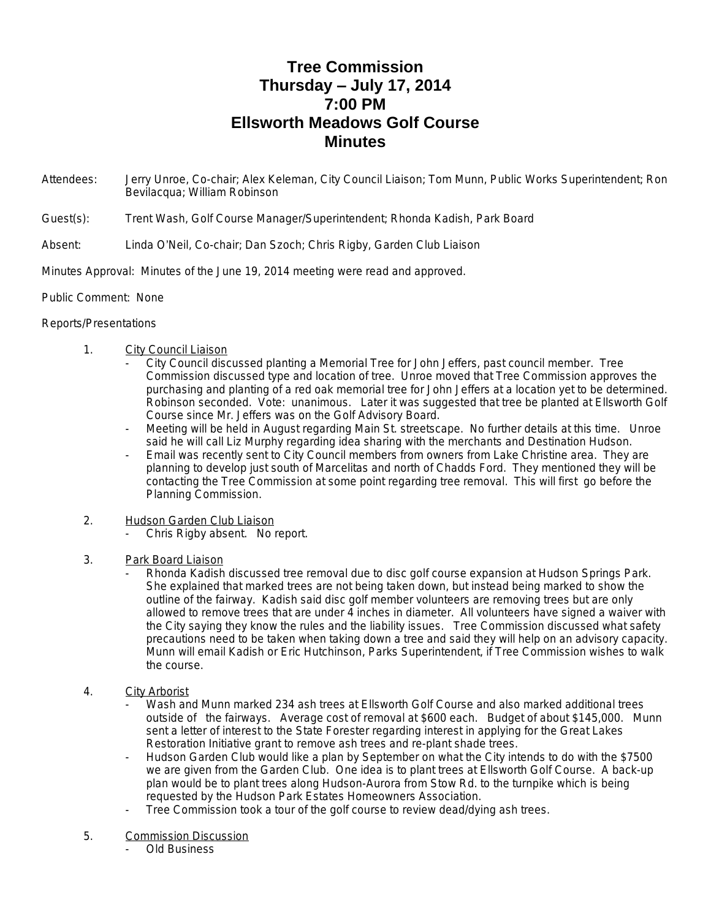# Tree Commission
## Thursday – July 17, 2014
## 7:00 PM
## Ellsworth Meadows Golf Course
## Minutes

Attendees: Jerry Unroe, Co-chair; Alex Keleman, City Council Liaison; Tom Munn, Public Works Superintendent; Ron Bevilacqua; William Robinson

Guest(s): Trent Wash, Golf Course Manager/Superintendent; Rhonda Kadish, Park Board

Absent: Linda O'Neil, Co-chair; Dan Szoch; Chris Rigby, Garden Club Liaison

Minutes Approval: Minutes of the June 19, 2014 meeting were read and approved.

Public Comment: None

Reports/Presentations

1. <u>City Council Liaison</u>
   - City Council discussed planting a Memorial Tree for John Jeffers, past council member. Tree Commission discussed type and location of tree. Unroe moved that Tree Commission approves the purchasing and planting of a red oak memorial tree for John Jeffers at a location yet to be determined. Robinson seconded. Vote: unanimous. Later it was suggested that tree be planted at Ellsworth Golf Course since Mr. Jeffers was on the Golf Advisory Board.
   - Meeting will be held in August regarding Main St. streetscape. No further details at this time. Unroe said he will call Liz Murphy regarding idea sharing with the merchants and Destination Hudson.
   - Email was recently sent to City Council members from owners from Lake Christine area. They are planning to develop just south of Marcelitas and north of Chadds Ford. They mentioned they will be contacting the Tree Commission at some point regarding tree removal. This will first go before the Planning Commission.

2. <u>Hudson Garden Club Liaison</u>
   - Chris Rigby absent. No report.

3. <u>Park Board Liaison</u>
   - Rhonda Kadish discussed tree removal due to disc golf course expansion at Hudson Springs Park. She explained that marked trees are not being taken down, but instead being marked to show the outline of the fairway. Kadish said disc golf member volunteers are removing trees but are only allowed to remove trees that are under 4 inches in diameter. All volunteers have signed a waiver with the City saying they know the rules and the liability issues. Tree Commission discussed what safety precautions need to be taken when taking down a tree and said they will help on an advisory capacity. Munn will email Kadish or Eric Hutchinson, Parks Superintendent, if Tree Commission wishes to walk the course.

4. <u>City Arborist</u>
   - Wash and Munn marked 234 ash trees at Ellsworth Golf Course and also marked additional trees outside of the fairways. Average cost of removal at $600 each. Budget of about $145,000. Munn sent a letter of interest to the State Forester regarding interest in applying for the Great Lakes Restoration Initiative grant to remove ash trees and re-plant shade trees.
   - Hudson Garden Club would like a plan by September on what the City intends to do with the $7500 we are given from the Garden Club. One idea is to plant trees at Ellsworth Golf Course. A back-up plan would be to plant trees along Hudson-Aurora from Stow Rd. to the turnpike which is being requested by the Hudson Park Estates Homeowners Association.
   - Tree Commission took a tour of the golf course to review dead/dying ash trees.

5. <u>Commission Discussion</u>
   - Old Business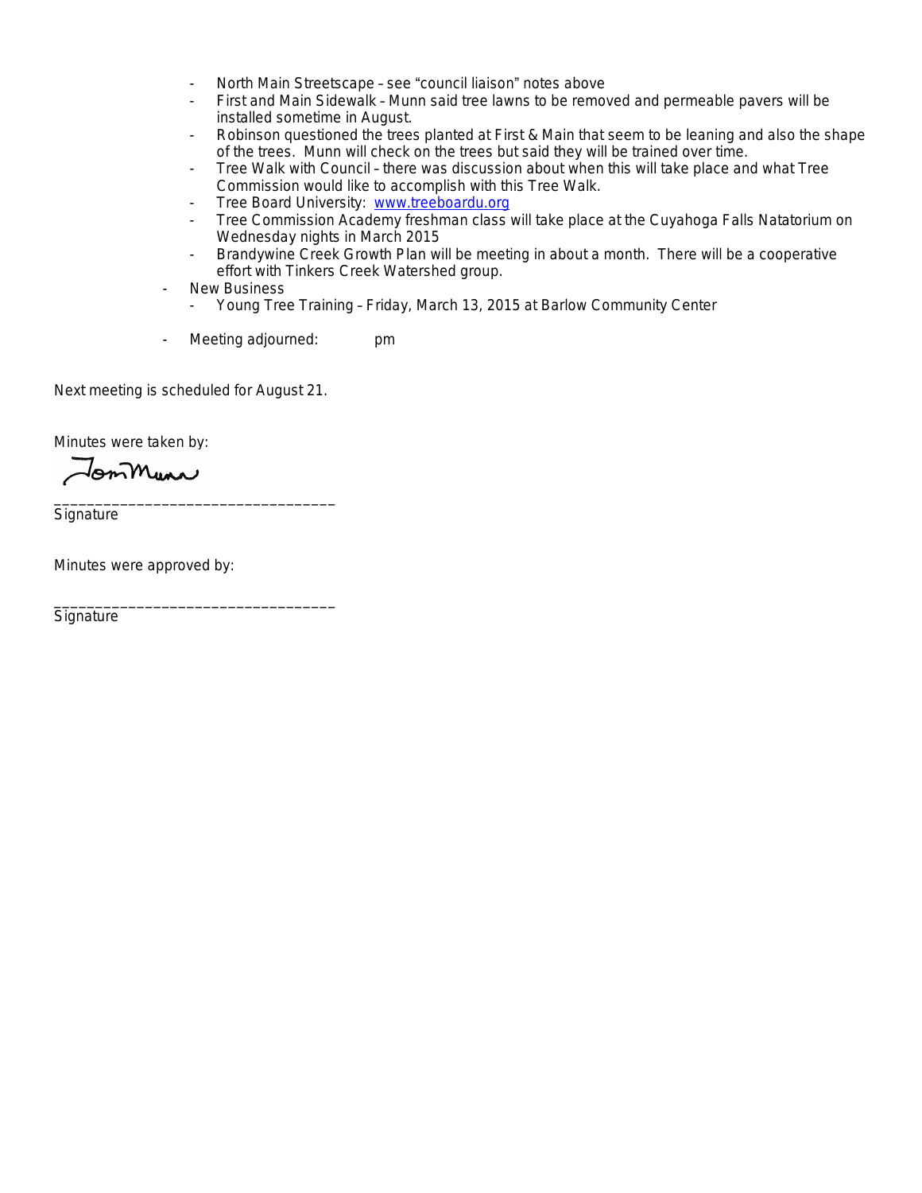- North Main Streetscape – see "council liaison" notes above
  - First and Main Sidewalk – Munn said tree lawns to be removed and permeable pavers will be installed sometime in August.
  - Robinson questioned the trees planted at First & Main that seem to be leaning and also the shape of the trees. Munn will check on the trees but said they will be trained over time.
  - Tree Walk with Council – there was discussion about when this will take place and what Tree Commission would like to accomplish with this Tree Walk.
  - Tree Board University: [www.treeboardu.org](www.treeboardu.org)
  - Tree Commission Academy freshman class will take place at the Cuyahoga Falls Natatorium on Wednesday nights in March 2015
  - Brandywine Creek Growth Plan will be meeting in about a month. There will be a cooperative effort with Tinkers Creek Watershed group.
- New Business
  - Young Tree Training – Friday, March 13, 2015 at Barlow Community Center

- Meeting adjourned: pm

Next meeting is scheduled for August 21.

Minutes were taken by:

Tom Munn

_________________________________
Signature

Minutes were approved by:

_________________________________
Signature